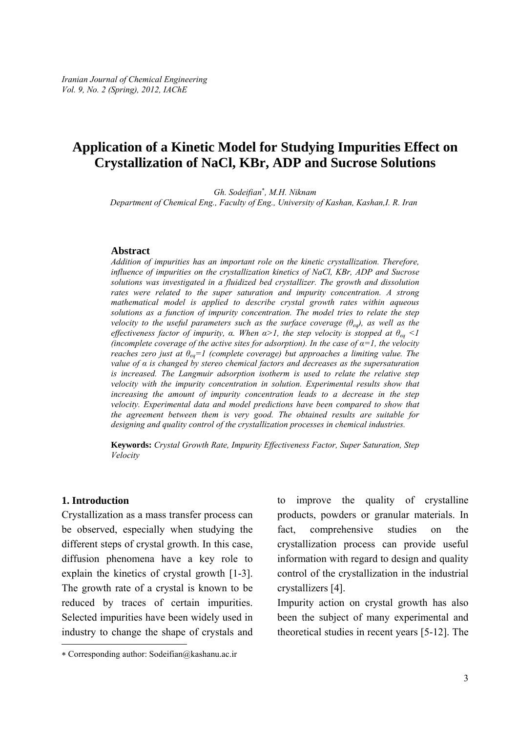# Application of a Kinetic Model for Studying Impurities Effect on Crystallization of NaCl, KBr, ADP and Sucrose Solutions

*Gh. Sodeifian*[∗]*, M.H. Niknam*
*Department of Chemical Eng., Faculty of Eng., University of Kashan, Kashan,I. R. Iran*

## Abstract

*Addition of impurities has an important role on the kinetic crystallization. Therefore, influence of impurities on the crystallization kinetics of NaCl, KBr, ADP and Sucrose solutions was investigated in a fluidized bed crystallizer. The growth and dissolution rates were related to the super saturation and impurity concentration. A strong mathematical model is applied to describe crystal growth rates within aqueous solutions as a function of impurity concentration. The model tries to relate the step velocity to the useful parameters such as the surface coverage ($\theta_{eq}$), as well as the effectiveness factor of impurity, α. When α>1, the step velocity is stopped at $\theta_{eq}$ <1 (incomplete coverage of the active sites for adsorption). In the case of α=1, the velocity reaches zero just at $\theta_{eq}$=1 (complete coverage) but approaches a limiting value. The value of α is changed by stereo chemical factors and decreases as the supersaturation is increased. The Langmuir adsorption isotherm is used to relate the relative step velocity with the impurity concentration in solution. Experimental results show that increasing the amount of impurity concentration leads to a decrease in the step velocity. Experimental data and model predictions have been compared to show that the agreement between them is very good. The obtained results are suitable for designing and quality control of the crystallization processes in chemical industries.*

**Keywords:** *Crystal Growth Rate, Impurity Effectiveness Factor, Super Saturation, Step Velocity*

## 1. Introduction

Crystallization as a mass transfer process can be observed, especially when studying the different steps of crystal growth. In this case, diffusion phenomena have a key role to explain the kinetics of crystal growth [1-3]. The growth rate of a crystal is known to be reduced by traces of certain impurities. Selected impurities have been widely used in industry to change the shape of crystals and to improve the quality of crystalline products, powders or granular materials. In fact, comprehensive studies on the crystallization process can provide useful information with regard to design and quality control of the crystallization in the industrial crystallizers [4].

Impurity action on crystal growth has also been the subject of many experimental and theoretical studies in recent years [5-12]. The

∗ Corresponding author: Sodeifian@kashanu.ac.ir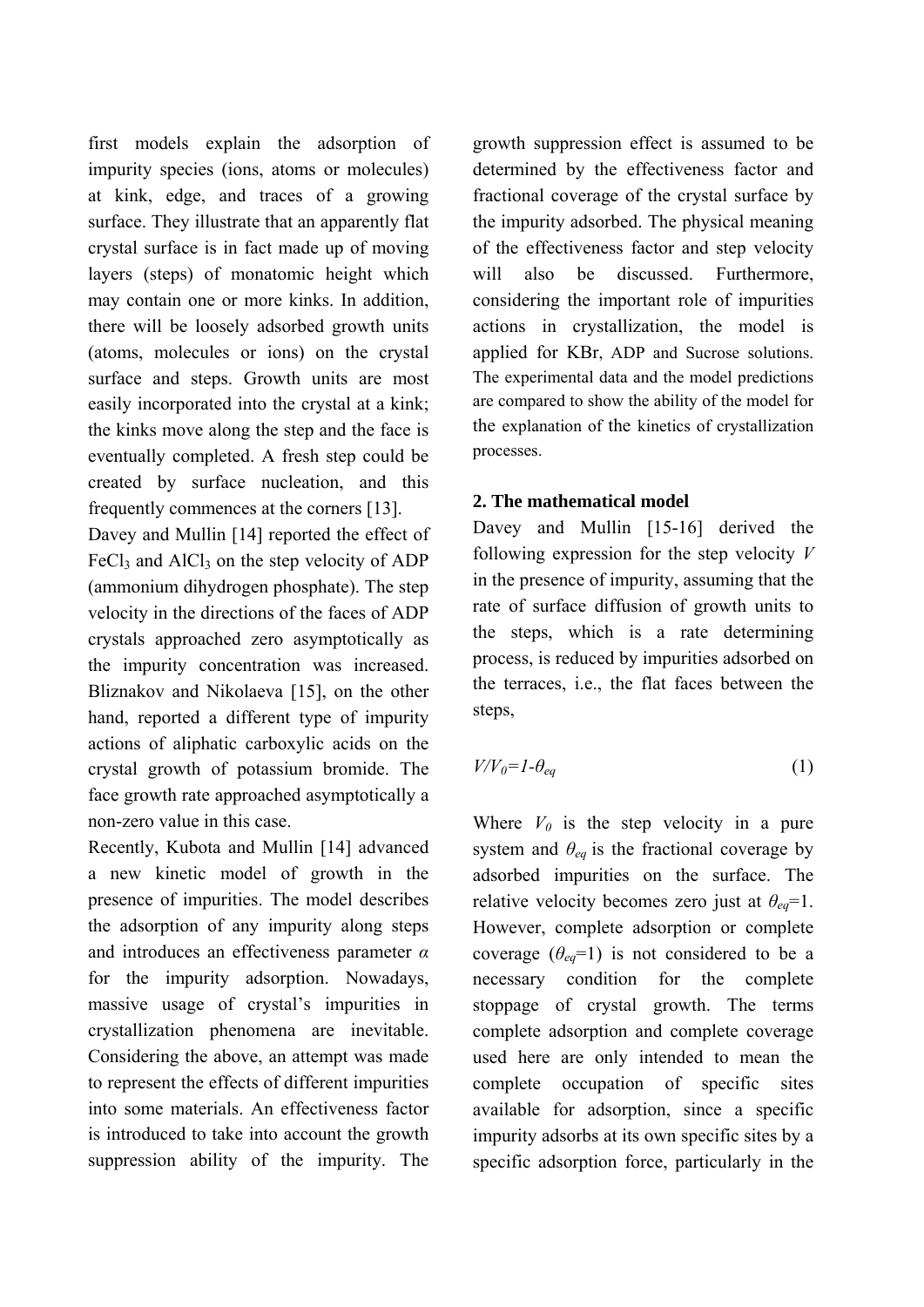first models explain the adsorption of impurity species (ions, atoms or molecules) at kink, edge, and traces of a growing surface. They illustrate that an apparently flat crystal surface is in fact made up of moving layers (steps) of monatomic height which may contain one or more kinks. In addition, there will be loosely adsorbed growth units (atoms, molecules or ions) on the crystal surface and steps. Growth units are most easily incorporated into the crystal at a kink; the kinks move along the step and the face is eventually completed. A fresh step could be created by surface nucleation, and this frequently commences at the corners [13].

Davey and Mullin [14] reported the effect of $FeCl_3$ and $AlCl_3$ on the step velocity of ADP (ammonium dihydrogen phosphate). The step velocity in the directions of the faces of ADP crystals approached zero asymptotically as the impurity concentration was increased. Bliznakov and Nikolaeva [15], on the other hand, reported a different type of impurity actions of aliphatic carboxylic acids on the crystal growth of potassium bromide. The face growth rate approached asymptotically a non-zero value in this case.

Recently, Kubota and Mullin [14] advanced a new kinetic model of growth in the presence of impurities. The model describes the adsorption of any impurity along steps and introduces an effectiveness parameter $\alpha$ for the impurity adsorption. Nowadays, massive usage of crystal's impurities in crystallization phenomena are inevitable. Considering the above, an attempt was made to represent the effects of different impurities into some materials. An effectiveness factor is introduced to take into account the growth suppression ability of the impurity. The growth suppression effect is assumed to be determined by the effectiveness factor and fractional coverage of the crystal surface by the impurity adsorbed. The physical meaning of the effectiveness factor and step velocity will also be discussed. Furthermore, considering the important role of impurities actions in crystallization, the model is applied for KBr, ADP and Sucrose solutions. The experimental data and the model predictions are compared to show the ability of the model for the explanation of the kinetics of crystallization processes.

## 2. The mathematical model

Davey and Mullin [15-16] derived the following expression for the step velocity $V$ in the presence of impurity, assuming that the rate of surface diffusion of growth units to the steps, which is a rate determining process, is reduced by impurities adsorbed on the terraces, i.e., the flat faces between the steps,

$$V/V_0=1-\theta_{eq} \tag{1}$$

Where $V_0$ is the step velocity in a pure system and $\theta_{eq}$ is the fractional coverage by adsorbed impurities on the surface. The relative velocity becomes zero just at $\theta_{eq}=1$. However, complete adsorption or complete coverage ($\theta_{eq}=1$) is not considered to be a necessary condition for the complete stoppage of crystal growth. The terms complete adsorption and complete coverage used here are only intended to mean the complete occupation of specific sites available for adsorption, since a specific impurity adsorbs at its own specific sites by a specific adsorption force, particularly in the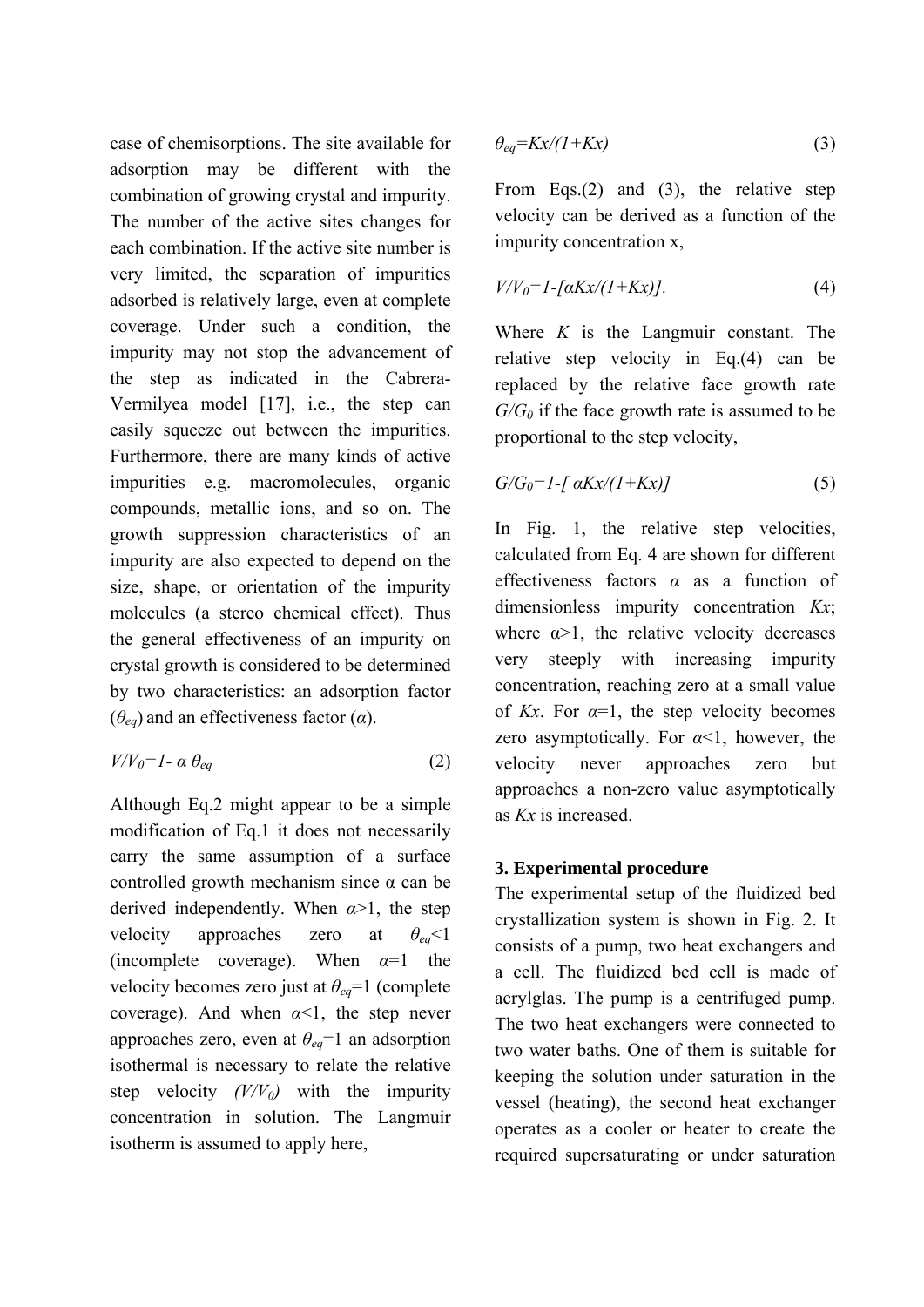case of chemisorptions. The site available for adsorption may be different with the combination of growing crystal and impurity. The number of the active sites changes for each combination. If the active site number is very limited, the separation of impurities adsorbed is relatively large, even at complete coverage. Under such a condition, the impurity may not stop the advancement of the step as indicated in the Cabrera-Vermilyea model [17], i.e., the step can easily squeeze out between the impurities. Furthermore, there are many kinds of active impurities e.g. macromolecules, organic compounds, metallic ions, and so on. The growth suppression characteristics of an impurity are also expected to depend on the size, shape, or orientation of the impurity molecules (a stereo chemical effect). Thus the general effectiveness of an impurity on crystal growth is considered to be determined by two characteristics: an adsorption factor ($\theta_{eq}$) and an effectiveness factor ($\alpha$).

$$V/V_0=1-\alpha\,\theta_{eq} \tag{2}$$

Although Eq.2 might appear to be a simple modification of Eq.1 it does not necessarily carry the same assumption of a surface controlled growth mechanism since α can be derived independently. When $\alpha$>1, the step velocity approaches zero at $\theta_{eq}$<1 (incomplete coverage). When $\alpha$=1 the velocity becomes zero just at $\theta_{eq}$=1 (complete coverage). And when $\alpha$<1, the step never approaches zero, even at $\theta_{eq}$=1 an adsorption isothermal is necessary to relate the relative step velocity *($V/V_0$)* with the impurity concentration in solution. The Langmuir isotherm is assumed to apply here,

$$\theta_{eq}=Kx/(1+Kx) \tag{3}$$

From Eqs.(2) and (3), the relative step velocity can be derived as a function of the impurity concentration x,

$$V/V_0=1-[\alpha Kx/(1+Kx)]. \tag{4}$$

Where $K$ is the Langmuir constant. The relative step velocity in Eq.(4) can be replaced by the relative face growth rate $G/G_0$ if the face growth rate is assumed to be proportional to the step velocity,

$$G/G_0=1-[\,\alpha Kx/(1+Kx)] \tag{5}$$

In Fig. 1, the relative step velocities, calculated from Eq. 4 are shown for different effectiveness factors $\alpha$ as a function of dimensionless impurity concentration $Kx$; where α>1, the relative velocity decreases very steeply with increasing impurity concentration, reaching zero at a small value of $Kx$. For $\alpha$=1, the step velocity becomes zero asymptotically. For $\alpha$<1, however, the velocity never approaches zero but approaches a non-zero value asymptotically as $Kx$ is increased.

### 3. Experimental procedure

The experimental setup of the fluidized bed crystallization system is shown in Fig. 2. It consists of a pump, two heat exchangers and a cell. The fluidized bed cell is made of acrylglas. The pump is a centrifuged pump. The two heat exchangers were connected to two water baths. One of them is suitable for keeping the solution under saturation in the vessel (heating), the second heat exchanger operates as a cooler or heater to create the required supersaturating or under saturation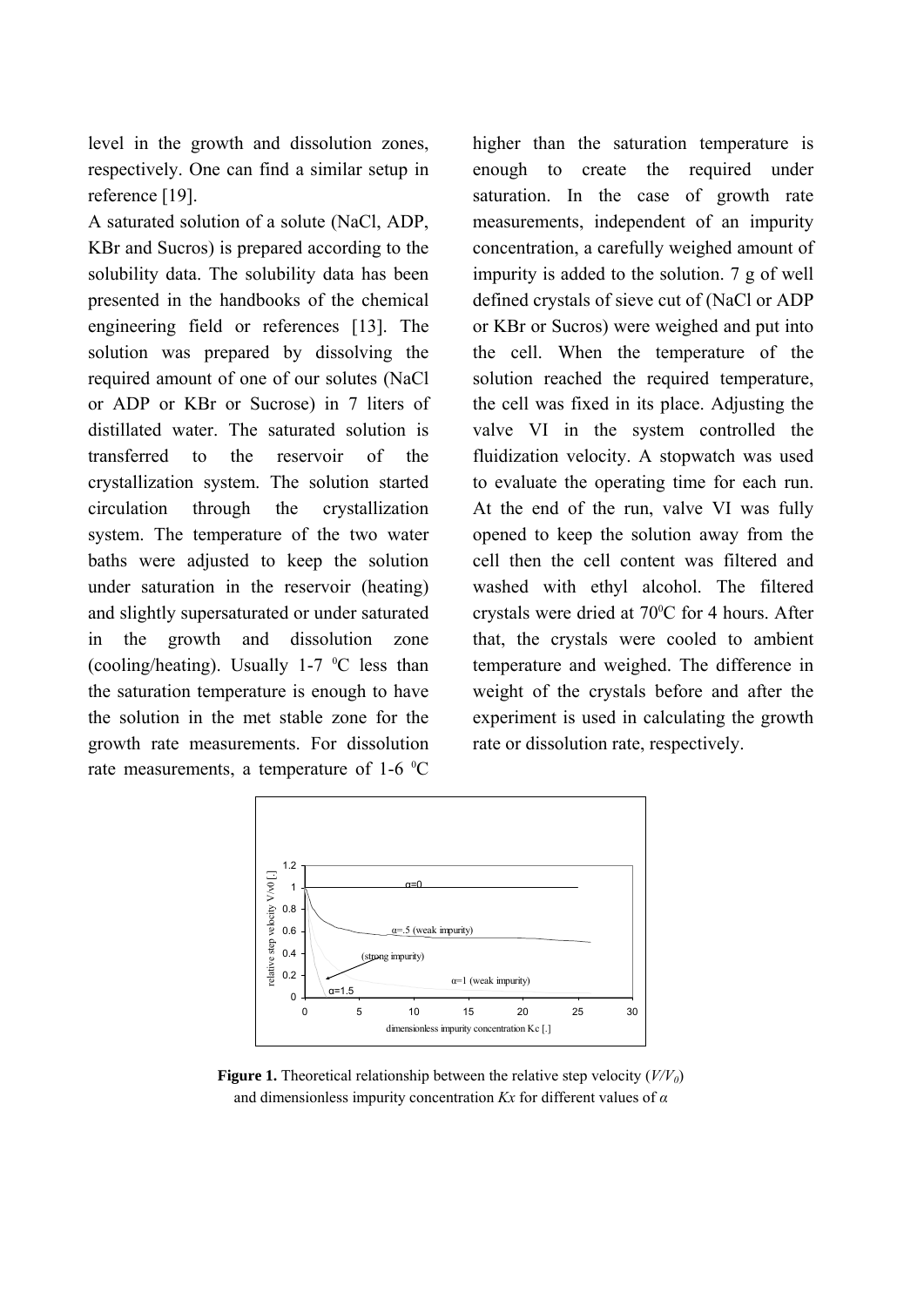level in the growth and dissolution zones, respectively. One can find a similar setup in reference [19].

A saturated solution of a solute (NaCl, ADP, KBr and Sucros) is prepared according to the solubility data. The solubility data has been presented in the handbooks of the chemical engineering field or references [13]. The solution was prepared by dissolving the required amount of one of our solutes (NaCl or ADP or KBr or Sucrose) in 7 liters of distilled water. The saturated solution is transferred to the reservoir of the crystallization system. The solution started circulation through the crystallization system. The temperature of the two water baths were adjusted to keep the solution under saturation in the reservoir (heating) and slightly supersaturated or under saturated in the growth and dissolution zone (cooling/heating). Usually 1-7 $^0$C less than the saturation temperature is enough to have the solution in the met stable zone for the growth rate measurements. For dissolution rate measurements, a temperature of 1-6 $^0$C higher than the saturation temperature is enough to create the required under saturation. In the case of growth rate measurements, independent of an impurity concentration, a carefully weighed amount of impurity is added to the solution. 7 g of well defined crystals of sieve cut of (NaCl or ADP or KBr or Sucros) were weighed and put into the cell. When the temperature of the solution reached the required temperature, the cell was fixed in its place. Adjusting the valve VI in the system controlled the fluidization velocity. A stopwatch was used to evaluate the operating time for each run. At the end of the run, valve VI was fully opened to keep the solution away from the cell then the cell content was filtered and washed with ethyl alcohol. The filtered crystals were dried at 70$^0$C for 4 hours. After that, the crystals were cooled to ambient temperature and weighed. The difference in weight of the crystals before and after the experiment is used in calculating the growth rate or dissolution rate, respectively.

**Figure 1.** Theoretical relationship between the relative step velocity ($V/V_0$) and dimensionless impurity concentration $Kx$ for different values of $\alpha$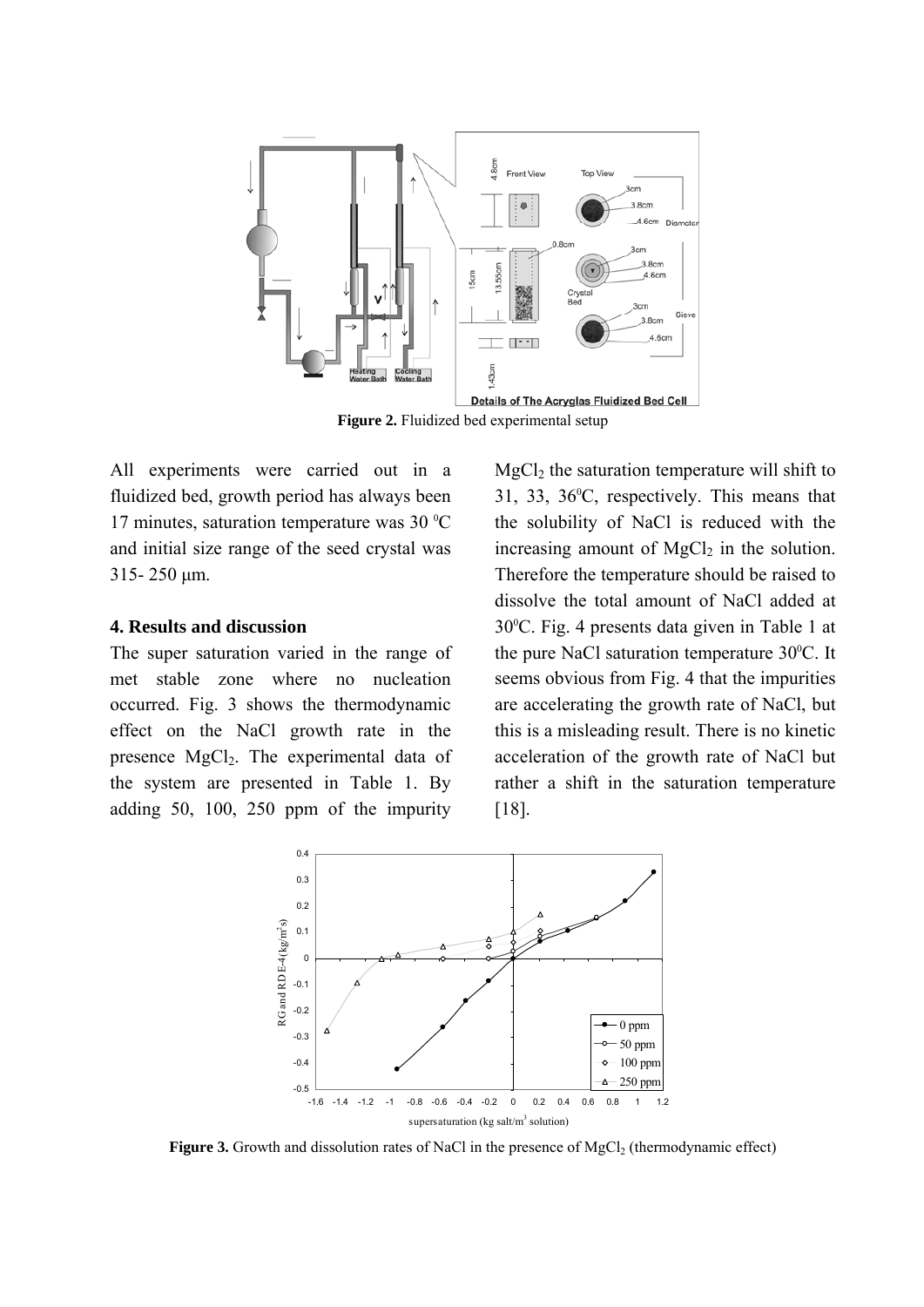**Figure 2.** Fluidized bed experimental setup

All experiments were carried out in a fluidized bed, growth period has always been 17 minutes, saturation temperature was 30 $^0$C and initial size range of the seed crystal was 315- 250 μm.

## 4. Results and discussion

The super saturation varied in the range of met stable zone where no nucleation occurred. Fig. 3 shows the thermodynamic effect on the NaCl growth rate in the presence $MgCl_2$. The experimental data of the system are presented in Table 1. By adding 50, 100, 250 ppm of the impurity $MgCl_2$ the saturation temperature will shift to 31, 33, 36$^0$C, respectively. This means that the solubility of NaCl is reduced with the increasing amount of $MgCl_2$ in the solution. Therefore the temperature should be raised to dissolve the total amount of NaCl added at 30$^0$C. Fig. 4 presents data given in Table 1 at the pure NaCl saturation temperature 30$^0$C. It seems obvious from Fig. 4 that the impurities are accelerating the growth rate of NaCl, but this is a misleading result. There is no kinetic acceleration of the growth rate of NaCl but rather a shift in the saturation temperature [18].

**Figure 3.** Growth and dissolution rates of NaCl in the presence of $MgCl_2$ (thermodynamic effect)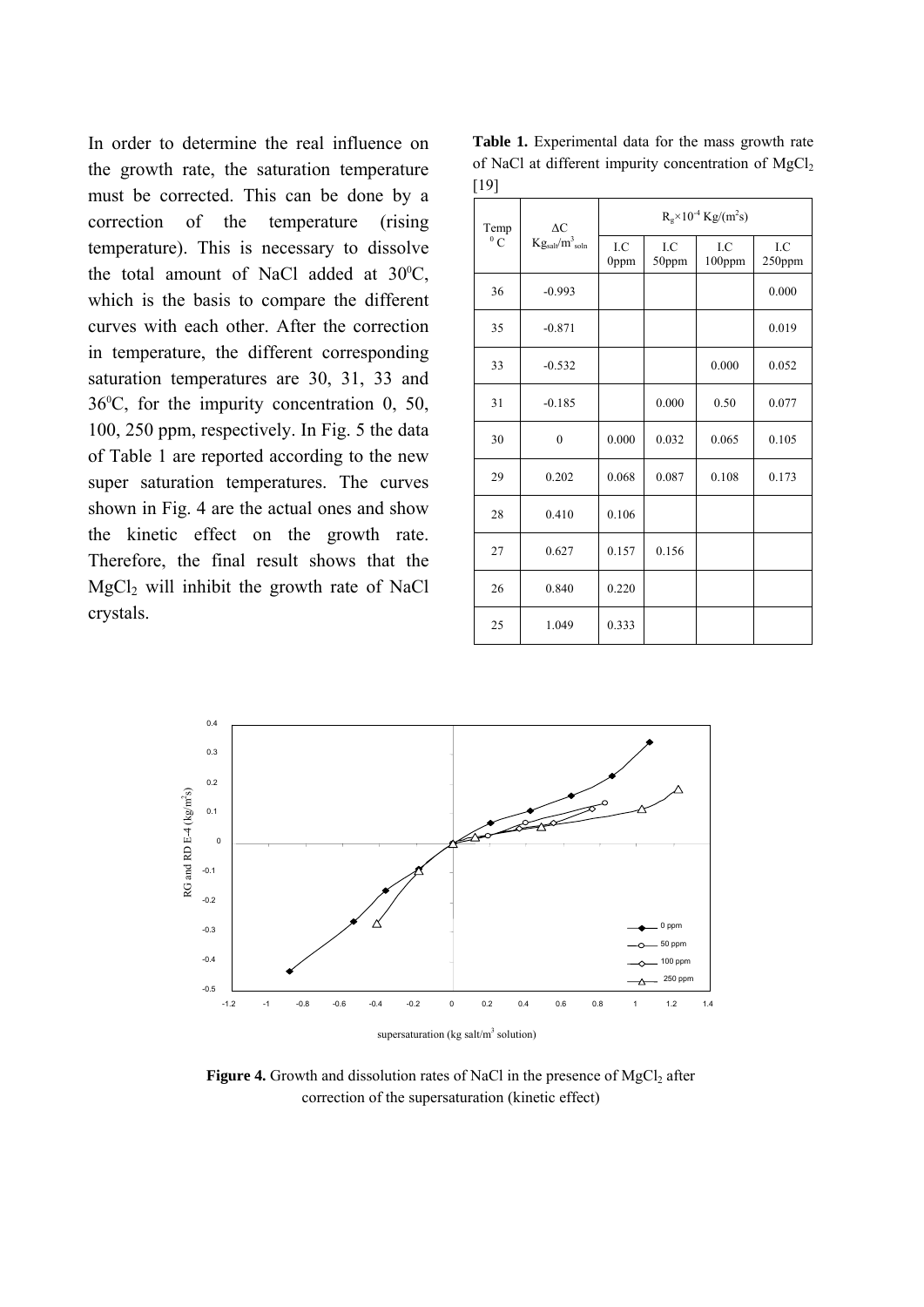In order to determine the real influence on the growth rate, the saturation temperature must be corrected. This can be done by a correction of the temperature (rising temperature). This is necessary to dissolve the total amount of NaCl added at 30$^0$C, which is the basis to compare the different curves with each other. After the correction in temperature, the different corresponding saturation temperatures are 30, 31, 33 and 36$^0$C, for the impurity concentration 0, 50, 100, 250 ppm, respectively. In Fig. 5 the data of Table 1 are reported according to the new super saturation temperatures. The curves shown in Fig. 4 are the actual ones and show the kinetic effect on the growth rate. Therefore, the final result shows that the $MgCl_2$ will inhibit the growth rate of NaCl crystals.

**Table 1.** Experimental data for the mass growth rate of NaCl at different impurity concentration of $MgCl_2$ [19]

| Temp $^0$C | ΔC $Kg_{salt}/m^3_{soln}$ | $R_g \times 10^{-4}$ $Kg/(m^2s)$ | | | |
|---|---|---|---|---|---|
| | | I.C 0ppm | I.C 50ppm | I.C 100ppm | I.C 250ppm |
| 36 | -0.993 | | | | 0.000 |
| 35 | -0.871 | | | | 0.019 |
| 33 | -0.532 | | | 0.000 | 0.052 |
| 31 | -0.185 | | 0.000 | 0.50 | 0.077 |
| 30 | 0 | 0.000 | 0.032 | 0.065 | 0.105 |
| 29 | 0.202 | 0.068 | 0.087 | 0.108 | 0.173 |
| 28 | 0.410 | 0.106 | | | |
| 27 | 0.627 | 0.157 | 0.156 | | |
| 26 | 0.840 | 0.220 | | | |
| 25 | 1.049 | 0.333 | | | |

**Figure 4.** Growth and dissolution rates of NaCl in the presence of $MgCl_2$ after correction of the supersaturation (kinetic effect)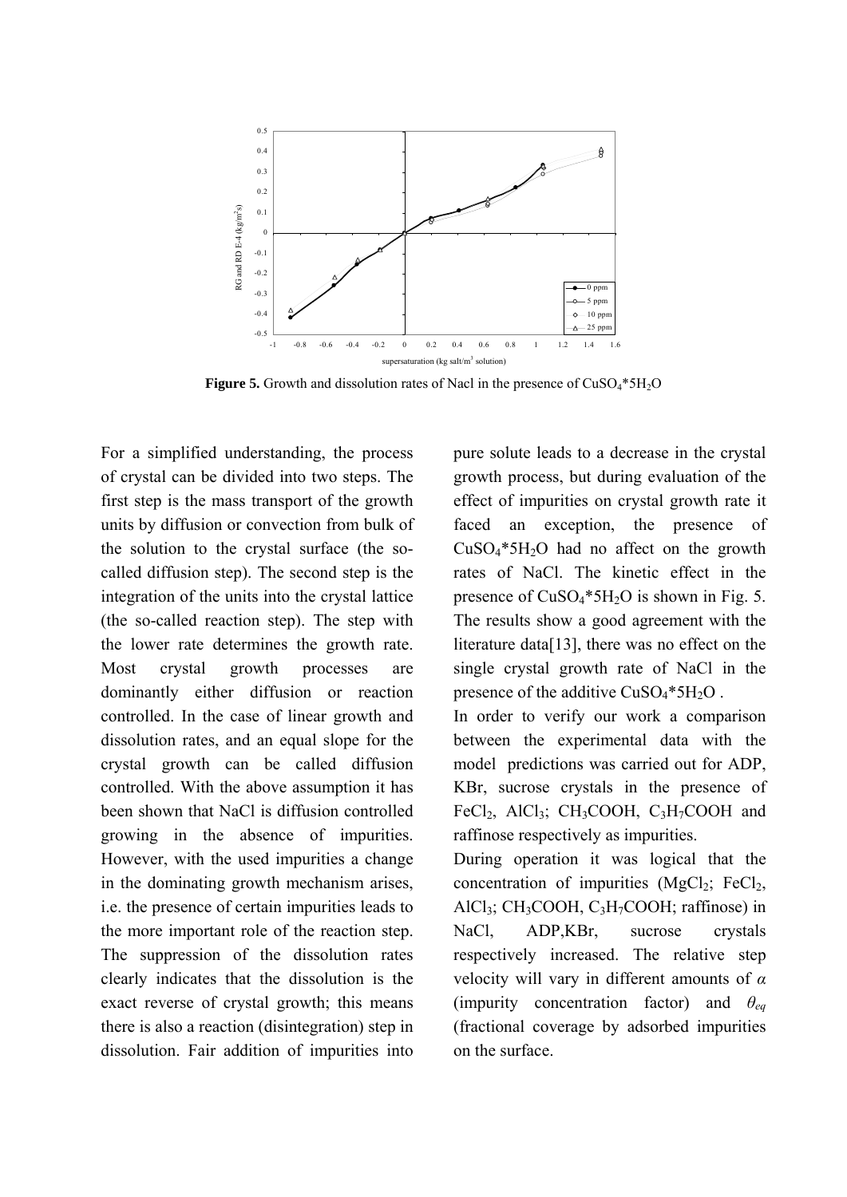**Figure 5.** Growth and dissolution rates of Nacl in the presence of $CuSO_4*5H_2O$

For a simplified understanding, the process of crystal can be divided into two steps. The first step is the mass transport of the growth units by diffusion or convection from bulk of the solution to the crystal surface (the so-called diffusion step). The second step is the integration of the units into the crystal lattice (the so-called reaction step). The step with the lower rate determines the growth rate. Most crystal growth processes are dominantly either diffusion or reaction controlled. In the case of linear growth and dissolution rates, and an equal slope for the crystal growth can be called diffusion controlled. With the above assumption it has been shown that NaCl is diffusion controlled growing in the absence of impurities. However, with the used impurities a change in the dominating growth mechanism arises, i.e. the presence of certain impurities leads to the more important role of the reaction step. The suppression of the dissolution rates clearly indicates that the dissolution is the exact reverse of crystal growth; this means there is also a reaction (disintegration) step in dissolution. Fair addition of impurities into pure solute leads to a decrease in the crystal growth process, but during evaluation of the effect of impurities on crystal growth rate it faced an exception, the presence of $CuSO_4*5H_2O$ had no affect on the growth rates of NaCl. The kinetic effect in the presence of $CuSO_4*5H_2O$ is shown in Fig. 5. The results show a good agreement with the literature data[13], there was no effect on the single crystal growth rate of NaCl in the presence of the additive $CuSO_4*5H_2O$ .

In order to verify our work a comparison between the experimental data with the model predictions was carried out for ADP, KBr, sucrose crystals in the presence of $FeCl_2$, $AlCl_3$; $CH_3COOH$, $C_3H_7COOH$ and raffinose respectively as impurities.

During operation it was logical that the concentration of impurities ($MgCl_2$; $FeCl_2$, $AlCl_3$; $CH_3COOH$, $C_3H_7COOH$; raffinose) in NaCl, ADP,KBr, sucrose crystals respectively increased. The relative step velocity will vary in different amounts of $\alpha$ (impurity concentration factor) and $\theta_{eq}$ (fractional coverage by adsorbed impurities on the surface.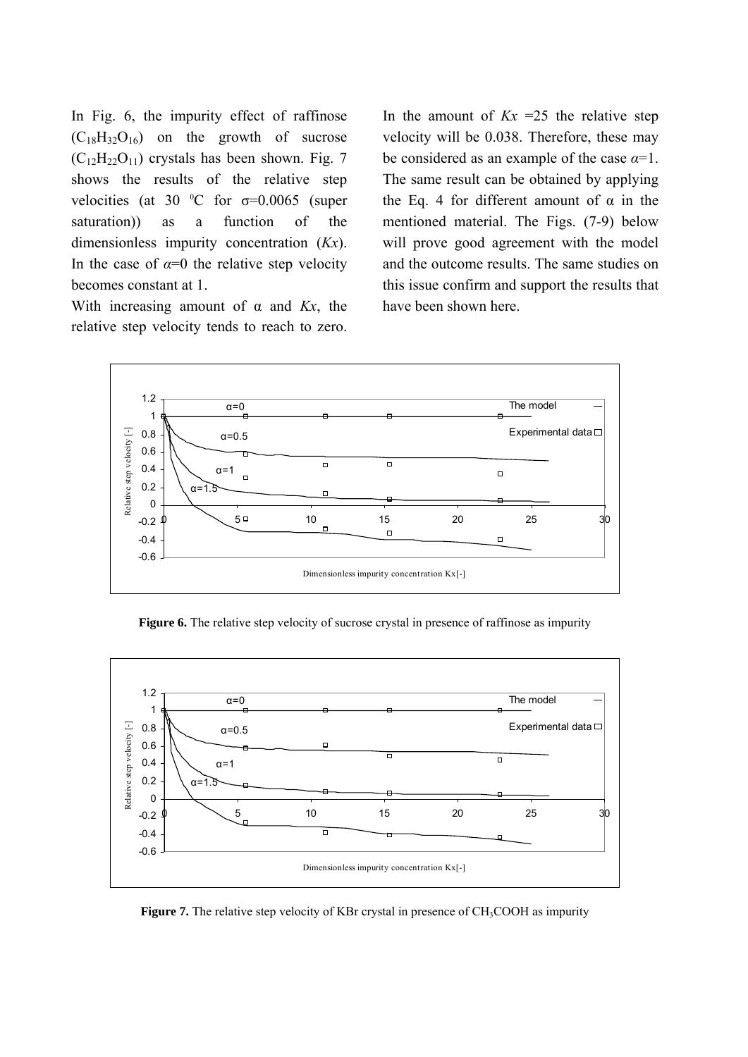In Fig. 6, the impurity effect of raffinose ($C_{18}H_{32}O_{16}$) on the growth of sucrose ($C_{12}H_{22}O_{11}$) crystals has been shown. Fig. 7 shows the results of the relative step velocities (at 30 $^{0}$C for $\sigma$=0.0065 (super saturation)) as a function of the dimensionless impurity concentration ($Kx$). In the case of $\alpha$=0 the relative step velocity becomes constant at 1.

With increasing amount of $\alpha$ and $Kx$, the relative step velocity tends to reach to zero. In the amount of $Kx$ =25 the relative step velocity will be 0.038. Therefore, these may be considered as an example of the case $\alpha$=1. The same result can be obtained by applying the Eq. 4 for different amount of $\alpha$ in the mentioned material. The Figs. (7-9) below will prove good agreement with the model and the outcome results. The same studies on this issue confirm and support the results that have been shown here.

**Figure 6.** The relative step velocity of sucrose crystal in presence of raffinose as impurity

**Figure 7.** The relative step velocity of KBr crystal in presence of $CH_3COOH$ as impurity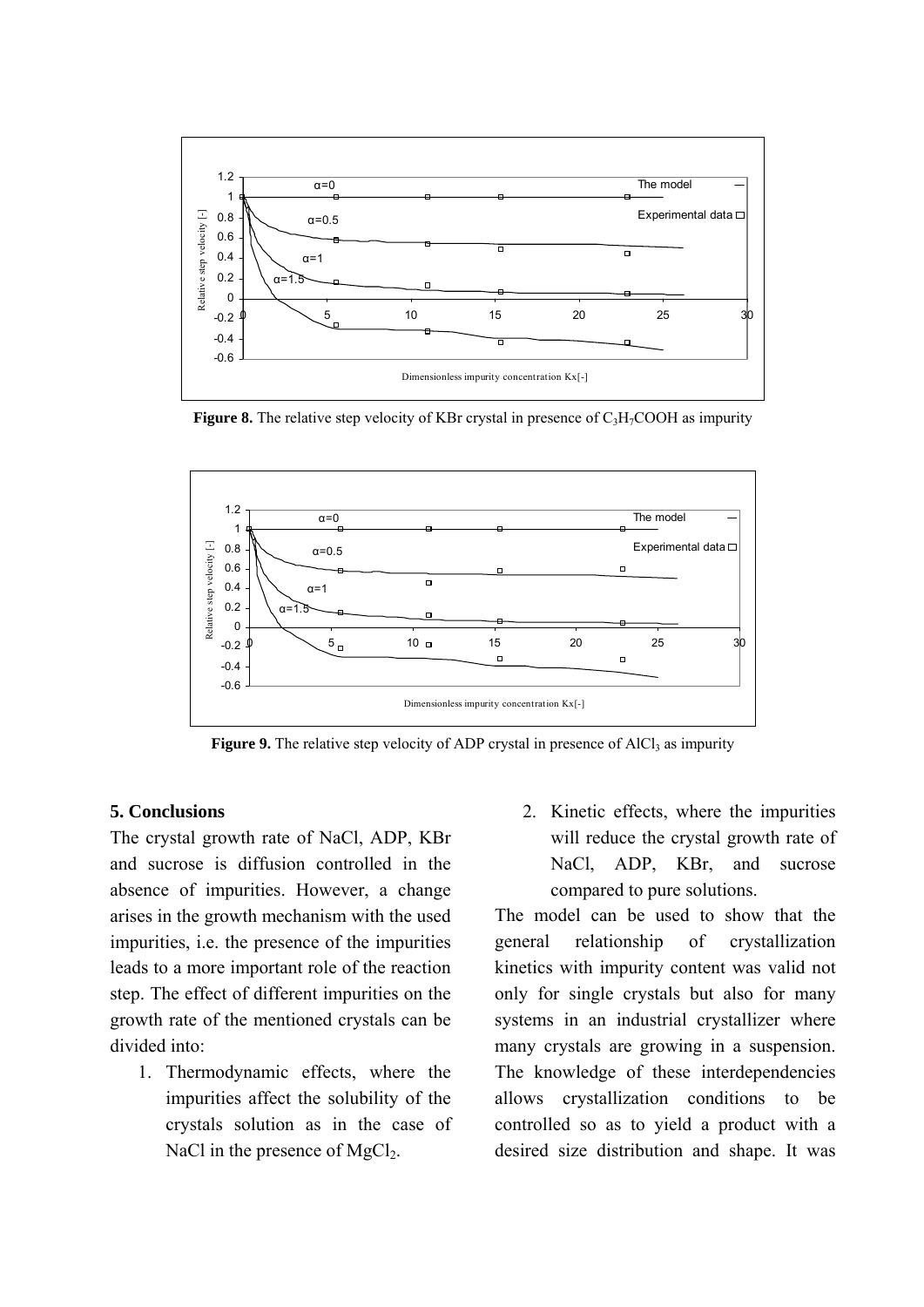**Figure 8.** The relative step velocity of KBr crystal in presence of $C_3H_7COOH$ as impurity

**Figure 9.** The relative step velocity of ADP crystal in presence of $AlCl_3$ as impurity

## 5. Conclusions

The crystal growth rate of NaCl, ADP, KBr and sucrose is diffusion controlled in the absence of impurities. However, a change arises in the growth mechanism with the used impurities, i.e. the presence of the impurities leads to a more important role of the reaction step. The effect of different impurities on the growth rate of the mentioned crystals can be divided into:

1. Thermodynamic effects, where the impurities affect the solubility of the crystals solution as in the case of NaCl in the presence of $MgCl_2$.
2. Kinetic effects, where the impurities will reduce the crystal growth rate of NaCl, ADP, KBr, and sucrose compared to pure solutions.

The model can be used to show that the general relationship of crystallization kinetics with impurity content was valid not only for single crystals but also for many systems in an industrial crystallizer where many crystals are growing in a suspension. The knowledge of these interdependencies allows crystallization conditions to be controlled so as to yield a product with a desired size distribution and shape. It was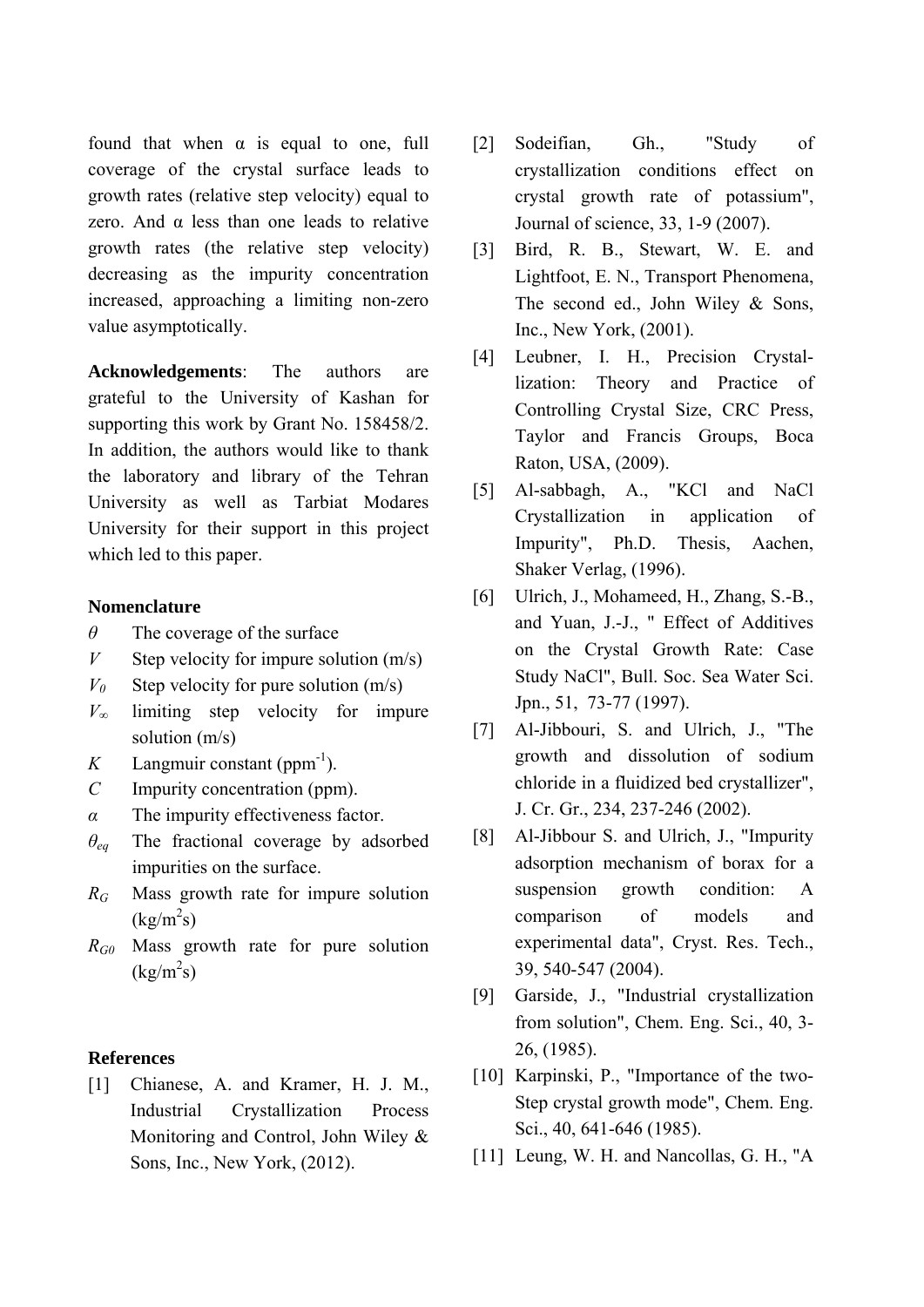found that when α is equal to one, full coverage of the crystal surface leads to growth rates (relative step velocity) equal to zero. And α less than one leads to relative growth rates (the relative step velocity) decreasing as the impurity concentration increased, approaching a limiting non-zero value asymptotically.

**Acknowledgements**: The authors are grateful to the University of Kashan for supporting this work by Grant No. 158458/2. In addition, the authors would like to thank the laboratory and library of the Tehran University as well as Tarbiat Modares University for their support in this project which led to this paper.

### Nomenclature

- $\theta$ The coverage of the surface
- $V$ Step velocity for impure solution (m/s)
- $V_0$ Step velocity for pure solution (m/s)
- $V_\infty$ limiting step velocity for impure solution (m/s)
- $K$ Langmuir constant ($ppm^{-1}$).
- $C$ Impurity concentration (ppm).
- $\alpha$ The impurity effectiveness factor.
- $\theta_{eq}$ The fractional coverage by adsorbed impurities on the surface.
- $R_G$ Mass growth rate for impure solution ($kg/m^2s$)
- $R_{G0}$ Mass growth rate for pure solution ($kg/m^2s$)

### References

[1] Chianese, A. and Kramer, H. J. M., Industrial Crystallization Process Monitoring and Control, John Wiley & Sons, Inc., New York, (2012).

[2] Sodeifian, Gh., "Study of crystallization conditions effect on crystal growth rate of potassium", Journal of science, 33, 1-9 (2007).

[3] Bird, R. B., Stewart, W. E. and Lightfoot, E. N., Transport Phenomena, The second ed., John Wiley & Sons, Inc., New York, (2001).

[4] Leubner, I. H., Precision Crystallization: Theory and Practice of Controlling Crystal Size, CRC Press, Taylor and Francis Groups, Boca Raton, USA, (2009).

[5] Al-sabbagh, A., "KCl and NaCl Crystallization in application of Impurity", Ph.D. Thesis, Aachen, Shaker Verlag, (1996).

[6] Ulrich, J., Mohameed, H., Zhang, S.-B., and Yuan, J.-J., " Effect of Additives on the Crystal Growth Rate: Case Study NaCl", Bull. Soc. Sea Water Sci. Jpn., 51, 73-77 (1997).

[7] Al-Jibbouri, S. and Ulrich, J., "The growth and dissolution of sodium chloride in a fluidized bed crystallizer", J. Cr. Gr., 234, 237-246 (2002).

[8] Al-Jibbour S. and Ulrich, J., "Impurity adsorption mechanism of borax for a suspension growth condition: A comparison of models and experimental data", Cryst. Res. Tech., 39, 540-547 (2004).

[9] Garside, J., "Industrial crystallization from solution", Chem. Eng. Sci., 40, 3-26, (1985).

[10] Karpinski, P., "Importance of the two-Step crystal growth mode", Chem. Eng. Sci., 40, 641-646 (1985).

[11] Leung, W. H. and Nancollas, G. H., "A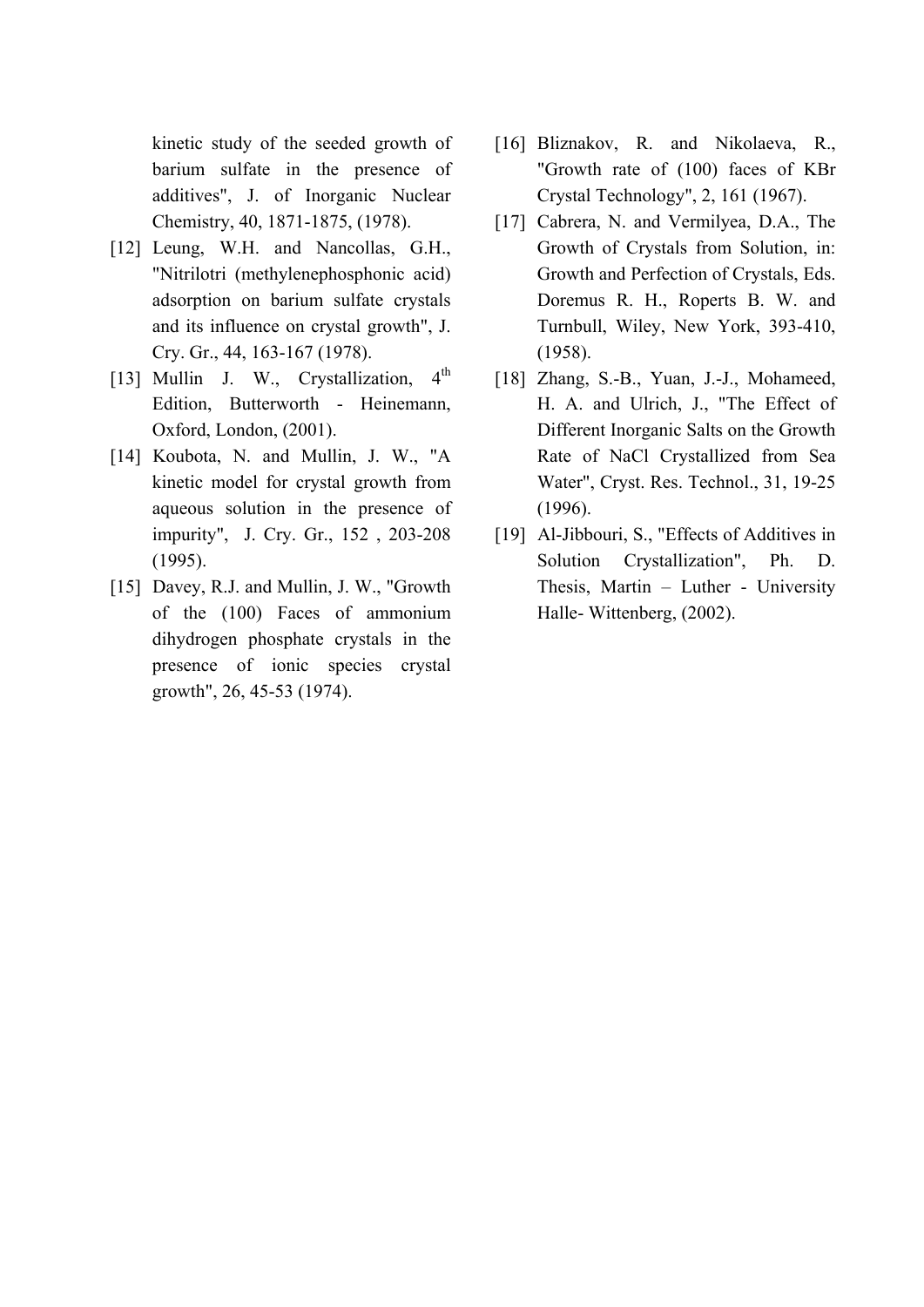kinetic study of the seeded growth of barium sulfate in the presence of additives", J. of Inorganic Nuclear Chemistry, 40, 1871-1875, (1978).

[12] Leung, W.H. and Nancollas, G.H., "Nitrilotri (methylenephosphonic acid) adsorption on barium sulfate crystals and its influence on crystal growth", J. Cry. Gr., 44, 163-167 (1978).

[13] Mullin J. W., Crystallization, 4th Edition, Butterworth - Heinemann, Oxford, London, (2001).

[14] Koubota, N. and Mullin, J. W., "A kinetic model for crystal growth from aqueous solution in the presence of impurity", J. Cry. Gr., 152 , 203-208 (1995).

[15] Davey, R.J. and Mullin, J. W., "Growth of the (100) Faces of ammonium dihydrogen phosphate crystals in the presence of ionic species crystal growth", 26, 45-53 (1974).

[16] Bliznakov, R. and Nikolaeva, R., "Growth rate of (100) faces of KBr Crystal Technology", 2, 161 (1967).

[17] Cabrera, N. and Vermilyea, D.A., The Growth of Crystals from Solution, in: Growth and Perfection of Crystals, Eds. Doremus R. H., Roperts B. W. and Turnbull, Wiley, New York, 393-410, (1958).

[18] Zhang, S.-B., Yuan, J.-J., Mohameed, H. A. and Ulrich, J., "The Effect of Different Inorganic Salts on the Growth Rate of NaCl Crystallized from Sea Water", Cryst. Res. Technol., 31, 19-25 (1996).

[19] Al-Jibbouri, S., "Effects of Additives in Solution Crystallization", Ph. D. Thesis, Martin – Luther - University Halle- Wittenberg, (2002).